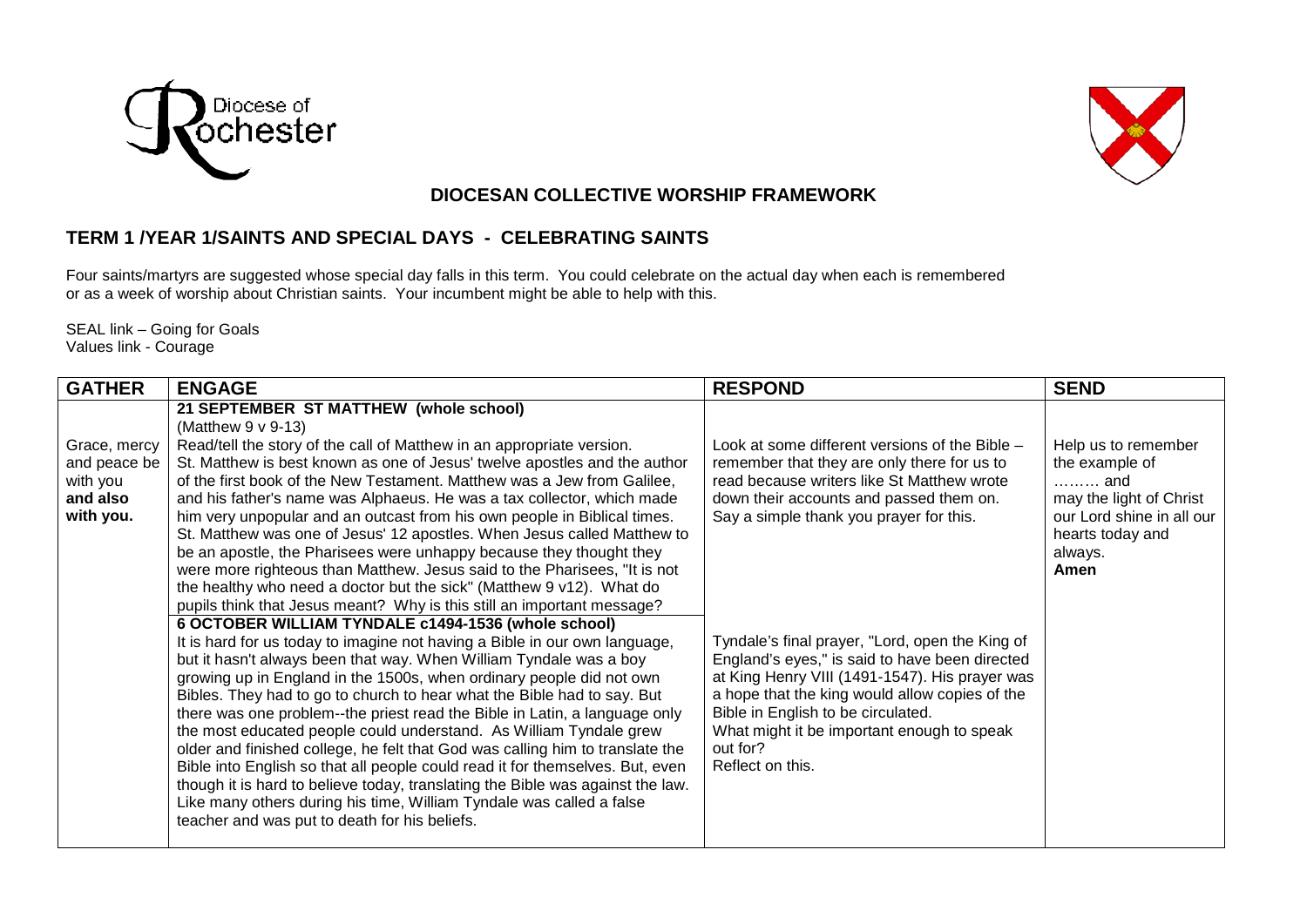Diocese of Rochester

## DIOCESAN COLLECTIVE WORSHIP FRAMEWORK

### TERM 1 /YEAR 1/SAINTS AND SPECIAL DAYS - CELEBRATING SAINTS

Four saints/martyrs are suggested whose special day falls in this term. You could celebrate on the actual day when each is remembered or as a week of worship about Christian saints. Your incumbent might be able to help with this.

SEAL link – Going for Goals
Values link - Courage

| GATHER | ENGAGE | RESPOND | SEND |
| --- | --- | --- | --- |
| **Grace, mercy and peace be with you and also with you.** | **21 SEPTEMBER ST MATTHEW (whole school)**<br>(Matthew 9 v 9-13)<br>Read/tell the story of the call of Matthew in an appropriate version.<br>St. Matthew is best known as one of Jesus' twelve apostles and the author of the first book of the New Testament. Matthew was a Jew from Galilee, and his father's name was Alphaeus. He was a tax collector, which made him very unpopular and an outcast from his own people in Biblical times. St. Matthew was one of Jesus' 12 apostles. When Jesus called Matthew to be an apostle, the Pharisees were unhappy because they thought they were more righteous than Matthew. Jesus said to the Pharisees, "It is not the healthy who need a doctor but the sick" (Matthew 9 v12). What do pupils think that Jesus meant? Why is this still an important message? | Look at some different versions of the Bible – remember that they are only there for us to read because writers like St Matthew wrote down their accounts and passed them on. Say a simple thank you prayer for this. | Help us to remember the example of ……… and may the light of Christ our Lord shine in all our hearts today and always.<br>**Amen** |
| | **6 OCTOBER WILLIAM TYNDALE c1494-1536 (whole school)**<br>It is hard for us today to imagine not having a Bible in our own language, but it hasn't always been that way. When William Tyndale was a boy growing up in England in the 1500s, when ordinary people did not own Bibles. They had to go to church to hear what the Bible had to say. But there was one problem--the priest read the Bible in Latin, a language only the most educated people could understand. As William Tyndale grew older and finished college, he felt that God was calling him to translate the Bible into English so that all people could read it for themselves. But, even though it is hard to believe today, translating the Bible was against the law. Like many others during his time, William Tyndale was called a false teacher and was put to death for his beliefs. | Tyndale's final prayer, "Lord, open the King of England's eyes," is said to have been directed at King Henry VIII (1491-1547). His prayer was a hope that the king would allow copies of the Bible in English to be circulated.<br>What might it be important enough to speak out for?<br>Reflect on this. | |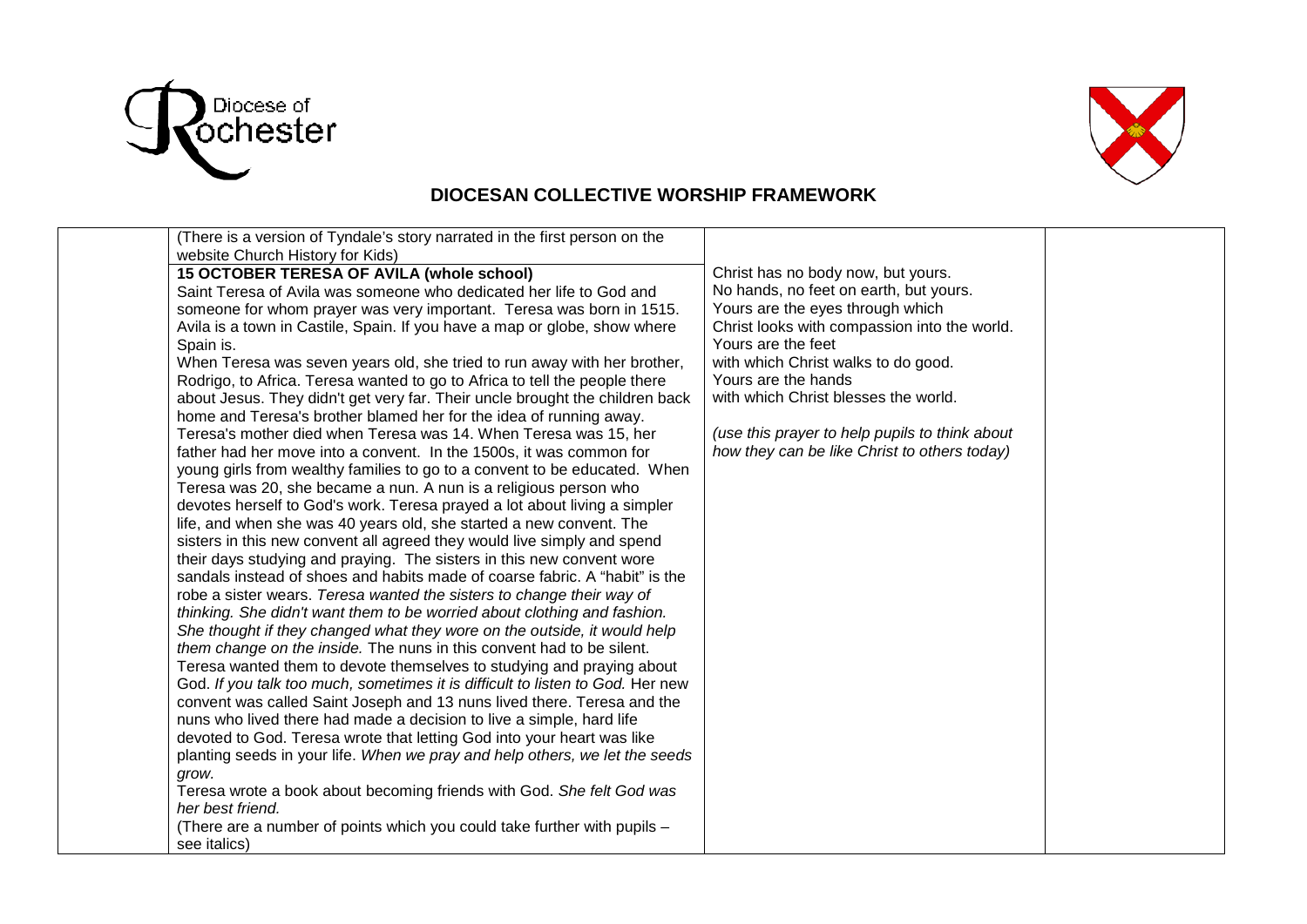# DIOCESAN COLLECTIVE WORSHIP FRAMEWORK

| | | | |
|---|---|---|---|
| | (There is a version of Tyndale's story narrated in the first person on the website Church History for Kids)<br><br>**15 OCTOBER TERESA OF AVILA (whole school)**<br>Saint Teresa of Avila was someone who dedicated her life to God and someone for whom prayer was very important. Teresa was born in 1515. Avila is a town in Castile, Spain. If you have a map or globe, show where Spain is.<br>When Teresa was seven years old, she tried to run away with her brother, Rodrigo, to Africa. Teresa wanted to go to Africa to tell the people there about Jesus. They didn't get very far. Their uncle brought the children back home and Teresa's brother blamed her for the idea of running away.<br>Teresa's mother died when Teresa was 14. When Teresa was 15, her father had her move into a convent. In the 1500s, it was common for young girls from wealthy families to go to a convent to be educated. When Teresa was 20, she became a nun. A nun is a religious person who devotes herself to God's work. Teresa prayed a lot about living a simpler life, and when she was 40 years old, she started a new convent. The sisters in this new convent all agreed they would live simply and spend their days studying and praying. The sisters in this new convent wore sandals instead of shoes and habits made of coarse fabric. A "habit" is the robe a sister wears. *Teresa wanted the sisters to change their way of thinking. She didn't want them to be worried about clothing and fashion. She thought if they changed what they wore on the outside, it would help them change on the inside.* The nuns in this convent had to be silent. Teresa wanted them to devote themselves to studying and praying about God. *If you talk too much, sometimes it is difficult to listen to God.* Her new convent was called Saint Joseph and 13 nuns lived there. Teresa and the nuns who lived there had made a decision to live a simple, hard life devoted to God. Teresa wrote that letting God into your heart was like planting seeds in your life. *When we pray and help others, we let the seeds grow.*<br>Teresa wrote a book about becoming friends with God. *She felt God was her best friend.*<br>(There are a number of points which you could take further with pupils – see italics) | Christ has no body now, but yours.<br>No hands, no feet on earth, but yours.<br>Yours are the eyes through which<br>Christ looks with compassion into the world.<br>Yours are the feet<br>with which Christ walks to do good.<br>Yours are the hands<br>with which Christ blesses the world.<br><br>*(use this prayer to help pupils to think about how they can be like Christ to others today)* | |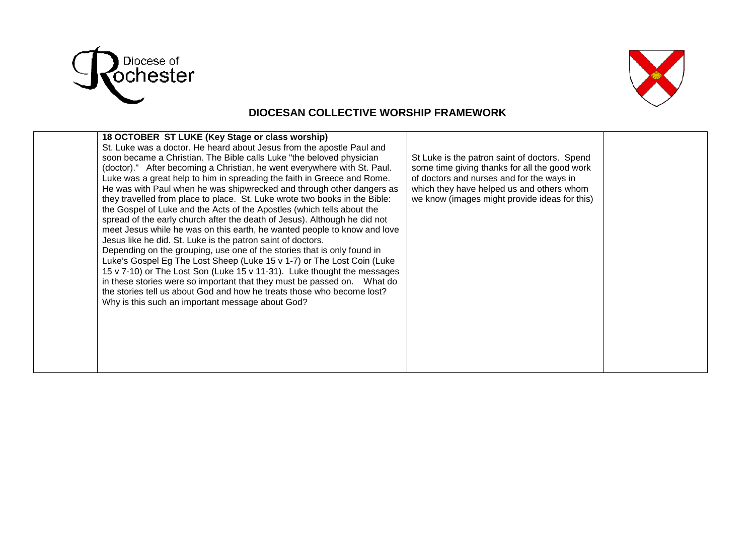## DIOCESAN COLLECTIVE WORSHIP FRAMEWORK

| | | | |
|---|---|---|---|
| | **18 OCTOBER ST LUKE (Key Stage or class worship)**<br>St. Luke was a doctor. He heard about Jesus from the apostle Paul and soon became a Christian. The Bible calls Luke "the beloved physician (doctor)." After becoming a Christian, he went everywhere with St. Paul. Luke was a great help to him in spreading the faith in Greece and Rome. He was with Paul when he was shipwrecked and through other dangers as they travelled from place to place. St. Luke wrote two books in the Bible: the Gospel of Luke and the Acts of the Apostles (which tells about the spread of the early church after the death of Jesus). Although he did not meet Jesus while he was on this earth, he wanted people to know and love Jesus like he did. St. Luke is the patron saint of doctors.<br>Depending on the grouping, use one of the stories that is only found in Luke's Gospel Eg The Lost Sheep (Luke 15 v 1-7) or The Lost Coin (Luke 15 v 7-10) or The Lost Son (Luke 15 v 11-31). Luke thought the messages in these stories were so important that they must be passed on. What do the stories tell us about God and how he treats those who become lost? Why is this such an important message about God? | St Luke is the patron saint of doctors. Spend some time giving thanks for all the good work of doctors and nurses and for the ways in which they have helped us and others whom we know (images might provide ideas for this) | |